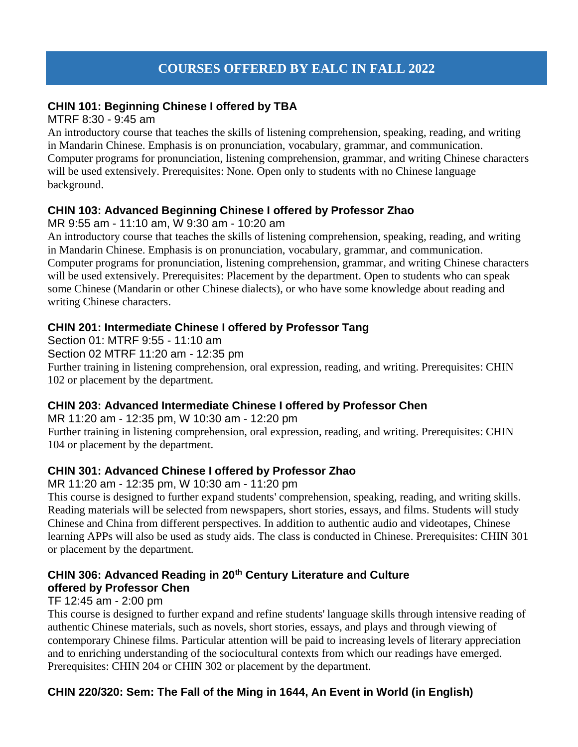# COURSES OFFERED BY EALC IN FALL 2022

### CHIN 101: Beginning Chinese I offered by TBA

MTRF 8:30 - 9:45 am

An introductory course that teaches the skills of listening comprehension, speaking, reading, and writing in Mandarin Chinese. Emphasis is on pronunciation, vocabulary, grammar, and communication. Computer programs for pronunciation, listening comprehension, grammar, and writing Chinese characters will be used extensively. Prerequisites: None. Open only to students with no Chinese language background.

### CHIN 103: Advanced Beginning Chinese I offered by Professor Zhao

MR 9:55 am - 11:10 am, W 9:30 am - 10:20 am

An introductory course that teaches the skills of listening comprehension, speaking, reading, and writing in Mandarin Chinese. Emphasis is on pronunciation, vocabulary, grammar, and communication. Computer programs for pronunciation, listening comprehension, grammar, and writing Chinese characters will be used extensively. Prerequisites: Placement by the department. Open to students who can speak some Chinese (Mandarin or other Chinese dialects), or who have some knowledge about reading and writing Chinese characters.

### CHIN 201: Intermediate Chinese I offered by Professor Tang

Section 01: MTRF 9:55 - 11:10 am

Section 02 MTRF 11:20 am - 12:35 pm

Further training in listening comprehension, oral expression, reading, and writing. Prerequisites: CHIN 102 or placement by the department.

### CHIN 203: Advanced Intermediate Chinese I offered by Professor Chen

MR 11:20 am - 12:35 pm, W 10:30 am - 12:20 pm

Further training in listening comprehension, oral expression, reading, and writing. Prerequisites: CHIN 104 or placement by the department.

### CHIN 301: Advanced Chinese I offered by Professor Zhao

MR 11:20 am - 12:35 pm, W 10:30 am - 11:20 pm

This course is designed to further expand students' comprehension, speaking, reading, and writing skills. Reading materials will be selected from newspapers, short stories, essays, and films. Students will study Chinese and China from different perspectives. In addition to authentic audio and videotapes, Chinese learning APPs will also be used as study aids. The class is conducted in Chinese. Prerequisites: CHIN 301 or placement by the department.

### CHIN 306: Advanced Reading in 20th Century Literature and Culture offered by Professor Chen

TF 12:45 am - 2:00 pm

This course is designed to further expand and refine students' language skills through intensive reading of authentic Chinese materials, such as novels, short stories, essays, and plays and through viewing of contemporary Chinese films. Particular attention will be paid to increasing levels of literary appreciation and to enriching understanding of the sociocultural contexts from which our readings have emerged. Prerequisites: CHIN 204 or CHIN 302 or placement by the department.

### CHIN 220/320: Sem: The Fall of the Ming in 1644, An Event in World (in English)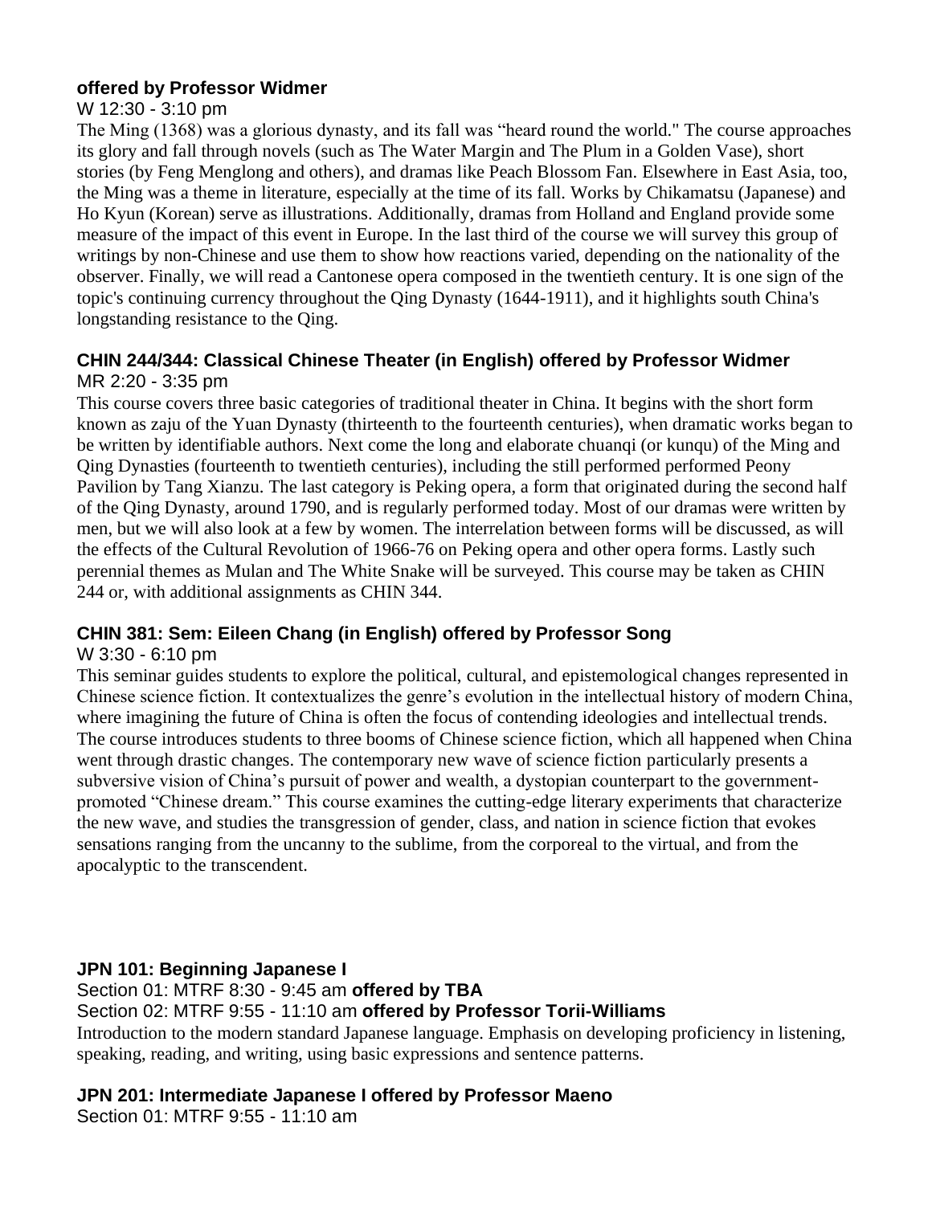**offered by Professor Widmer**

W 12:30 - 3:10 pm

The Ming (1368) was a glorious dynasty, and its fall was "heard round the world." The course approaches its glory and fall through novels (such as The Water Margin and The Plum in a Golden Vase), short stories (by Feng Menglong and others), and dramas like Peach Blossom Fan. Elsewhere in East Asia, too, the Ming was a theme in literature, especially at the time of its fall. Works by Chikamatsu (Japanese) and Ho Kyun (Korean) serve as illustrations. Additionally, dramas from Holland and England provide some measure of the impact of this event in Europe. In the last third of the course we will survey this group of writings by non-Chinese and use them to show how reactions varied, depending on the nationality of the observer. Finally, we will read a Cantonese opera composed in the twentieth century. It is one sign of the topic's continuing currency throughout the Qing Dynasty (1644-1911), and it highlights south China's longstanding resistance to the Qing.

### CHIN 244/344: Classical Chinese Theater (in English) offered by Professor Widmer

MR 2:20 - 3:35 pm

This course covers three basic categories of traditional theater in China. It begins with the short form known as zaju of the Yuan Dynasty (thirteenth to the fourteenth centuries), when dramatic works began to be written by identifiable authors. Next come the long and elaborate chuanqi (or kunqu) of the Ming and Qing Dynasties (fourteenth to twentieth centuries), including the still performed performed Peony Pavilion by Tang Xianzu. The last category is Peking opera, a form that originated during the second half of the Qing Dynasty, around 1790, and is regularly performed today. Most of our dramas were written by men, but we will also look at a few by women. The interrelation between forms will be discussed, as will the effects of the Cultural Revolution of 1966-76 on Peking opera and other opera forms. Lastly such perennial themes as Mulan and The White Snake will be surveyed. This course may be taken as CHIN 244 or, with additional assignments as CHIN 344.

### CHIN 381: Sem: Eileen Chang (in English) offered by Professor Song

W 3:30 - 6:10 pm

This seminar guides students to explore the political, cultural, and epistemological changes represented in Chinese science fiction. It contextualizes the genre's evolution in the intellectual history of modern China, where imagining the future of China is often the focus of contending ideologies and intellectual trends. The course introduces students to three booms of Chinese science fiction, which all happened when China went through drastic changes. The contemporary new wave of science fiction particularly presents a subversive vision of China's pursuit of power and wealth, a dystopian counterpart to the government-promoted "Chinese dream." This course examines the cutting-edge literary experiments that characterize the new wave, and studies the transgression of gender, class, and nation in science fiction that evokes sensations ranging from the uncanny to the sublime, from the corporeal to the virtual, and from the apocalyptic to the transcendent.

### JPN 101: Beginning Japanese I

Section 01: MTRF 8:30 - 9:45 am **offered by TBA**

Section 02: MTRF 9:55 - 11:10 am **offered by Professor Torii-Williams**

Introduction to the modern standard Japanese language. Emphasis on developing proficiency in listening, speaking, reading, and writing, using basic expressions and sentence patterns.

### JPN 201: Intermediate Japanese I offered by Professor Maeno

Section 01: MTRF 9:55 - 11:10 am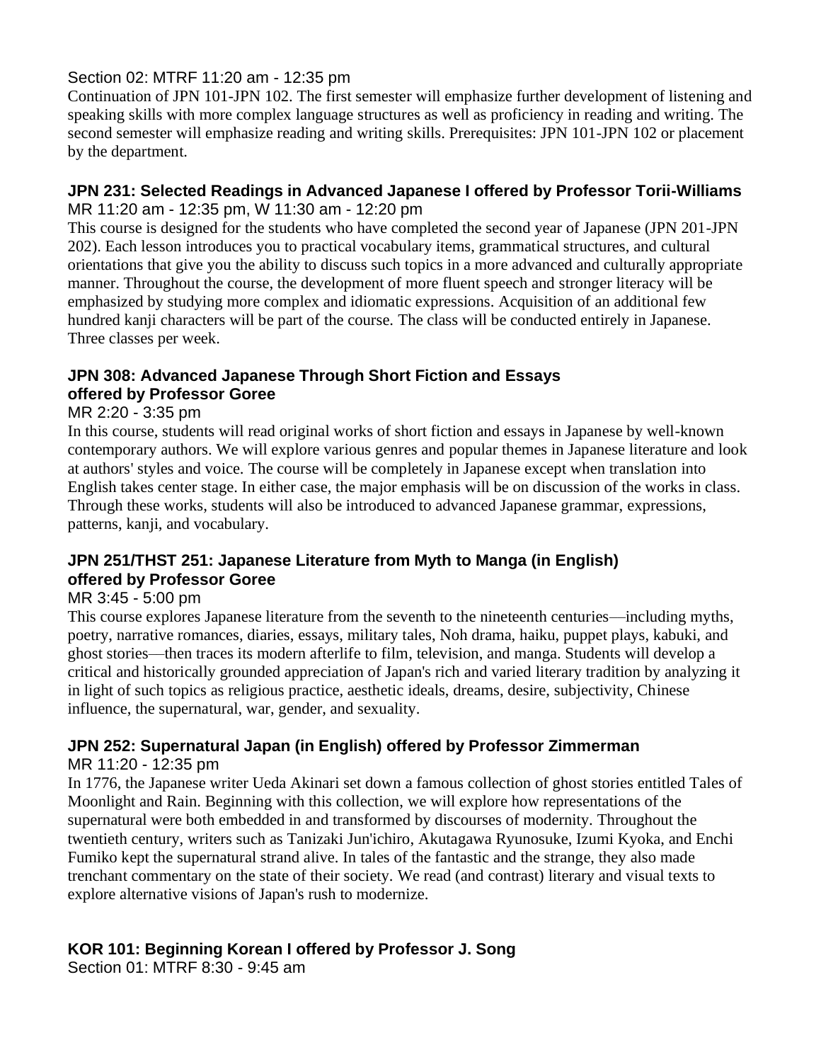Section 02: MTRF 11:20 am - 12:35 pm

Continuation of JPN 101-JPN 102. The first semester will emphasize further development of listening and speaking skills with more complex language structures as well as proficiency in reading and writing. The second semester will emphasize reading and writing skills. Prerequisites: JPN 101-JPN 102 or placement by the department.

**JPN 231: Selected Readings in Advanced Japanese I offered by Professor Torii-Williams**

MR 11:20 am - 12:35 pm, W 11:30 am - 12:20 pm

This course is designed for the students who have completed the second year of Japanese (JPN 201-JPN 202). Each lesson introduces you to practical vocabulary items, grammatical structures, and cultural orientations that give you the ability to discuss such topics in a more advanced and culturally appropriate manner. Throughout the course, the development of more fluent speech and stronger literacy will be emphasized by studying more complex and idiomatic expressions. Acquisition of an additional few hundred kanji characters will be part of the course. The class will be conducted entirely in Japanese. Three classes per week.

**JPN 308: Advanced Japanese Through Short Fiction and Essays offered by Professor Goree**

MR 2:20 - 3:35 pm

In this course, students will read original works of short fiction and essays in Japanese by well-known contemporary authors. We will explore various genres and popular themes in Japanese literature and look at authors' styles and voice. The course will be completely in Japanese except when translation into English takes center stage. In either case, the major emphasis will be on discussion of the works in class. Through these works, students will also be introduced to advanced Japanese grammar, expressions, patterns, kanji, and vocabulary.

**JPN 251/THST 251: Japanese Literature from Myth to Manga (in English) offered by Professor Goree**

MR 3:45 - 5:00 pm

This course explores Japanese literature from the seventh to the nineteenth centuries—including myths, poetry, narrative romances, diaries, essays, military tales, Noh drama, haiku, puppet plays, kabuki, and ghost stories—then traces its modern afterlife to film, television, and manga. Students will develop a critical and historically grounded appreciation of Japan's rich and varied literary tradition by analyzing it in light of such topics as religious practice, aesthetic ideals, dreams, desire, subjectivity, Chinese influence, the supernatural, war, gender, and sexuality.

**JPN 252: Supernatural Japan (in English) offered by Professor Zimmerman**

MR 11:20 - 12:35 pm

In 1776, the Japanese writer Ueda Akinari set down a famous collection of ghost stories entitled Tales of Moonlight and Rain. Beginning with this collection, we will explore how representations of the supernatural were both embedded in and transformed by discourses of modernity. Throughout the twentieth century, writers such as Tanizaki Jun'ichiro, Akutagawa Ryunosuke, Izumi Kyoka, and Enchi Fumiko kept the supernatural strand alive. In tales of the fantastic and the strange, they also made trenchant commentary on the state of their society. We read (and contrast) literary and visual texts to explore alternative visions of Japan's rush to modernize.

**KOR 101: Beginning Korean I offered by Professor J. Song**

Section 01: MTRF 8:30 - 9:45 am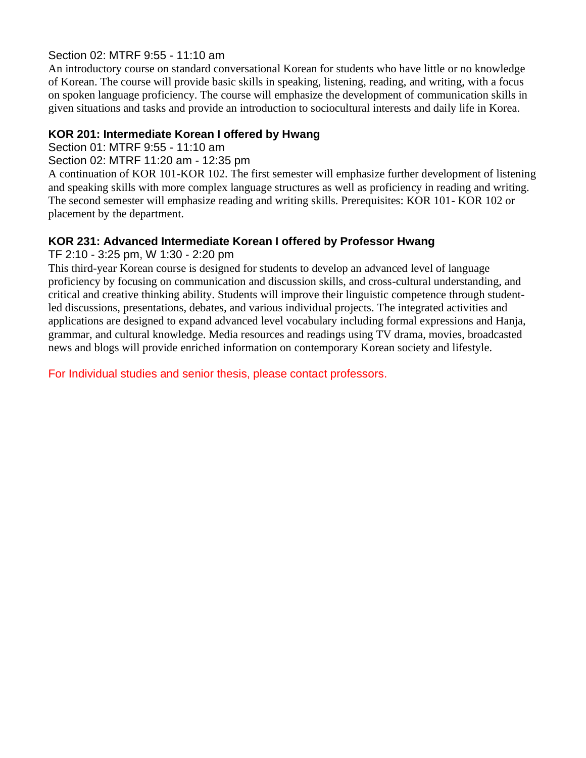Section 02: MTRF 9:55 - 11:10 am

An introductory course on standard conversational Korean for students who have little or no knowledge of Korean. The course will provide basic skills in speaking, listening, reading, and writing, with a focus on spoken language proficiency. The course will emphasize the development of communication skills in given situations and tasks and provide an introduction to sociocultural interests and daily life in Korea.

**KOR 201: Intermediate Korean I offered by Hwang**

Section 01: MTRF 9:55 - 11:10 am

Section 02: MTRF 11:20 am - 12:35 pm

A continuation of KOR 101-KOR 102. The first semester will emphasize further development of listening and speaking skills with more complex language structures as well as proficiency in reading and writing. The second semester will emphasize reading and writing skills. Prerequisites: KOR 101- KOR 102 or placement by the department.

**KOR 231: Advanced Intermediate Korean I offered by Professor Hwang**

TF 2:10 - 3:25 pm, W 1:30 - 2:20 pm

This third-year Korean course is designed for students to develop an advanced level of language proficiency by focusing on communication and discussion skills, and cross-cultural understanding, and critical and creative thinking ability. Students will improve their linguistic competence through student-led discussions, presentations, debates, and various individual projects. The integrated activities and applications are designed to expand advanced level vocabulary including formal expressions and Hanja, grammar, and cultural knowledge. Media resources and readings using TV drama, movies, broadcasted news and blogs will provide enriched information on contemporary Korean society and lifestyle.

For Individual studies and senior thesis, please contact professors.